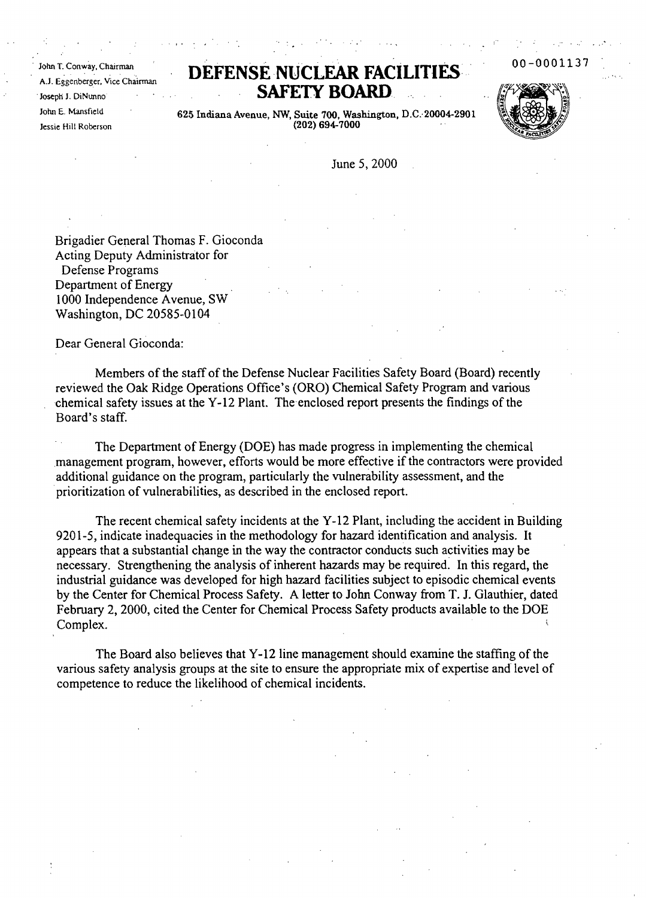John T. Conway, Chairman
A.J. Eggenberger, Vice Chairman
Joseph J. DiNunno
John E. Mansfield
Jessie Hill Roberson

# DEFENSE NUCLEAR FACILITIES SAFETY BOARD

625 Indiana Avenue, NW, Suite 700, Washington, D.C. 20004-2901
(202) 694-7000

00-0001137

June 5, 2000

Brigadier General Thomas F. Gioconda
Acting Deputy Administrator for
Defense Programs
Department of Energy
1000 Independence Avenue, SW
Washington, DC 20585-0104

Dear General Gioconda:

Members of the staff of the Defense Nuclear Facilities Safety Board (Board) recently reviewed the Oak Ridge Operations Office's (ORO) Chemical Safety Program and various chemical safety issues at the Y-12 Plant. The enclosed report presents the findings of the Board's staff.

The Department of Energy (DOE) has made progress in implementing the chemical management program, however, efforts would be more effective if the contractors were provided additional guidance on the program, particularly the vulnerability assessment, and the prioritization of vulnerabilities, as described in the enclosed report.

The recent chemical safety incidents at the Y-12 Plant, including the accident in Building 9201-5, indicate inadequacies in the methodology for hazard identification and analysis. It appears that a substantial change in the way the contractor conducts such activities may be necessary. Strengthening the analysis of inherent hazards may be required. In this regard, the industrial guidance was developed for high hazard facilities subject to episodic chemical events by the Center for Chemical Process Safety. A letter to John Conway from T. J. Glauthier, dated February 2, 2000, cited the Center for Chemical Process Safety products available to the DOE Complex.

The Board also believes that Y-12 line management should examine the staffing of the various safety analysis groups at the site to ensure the appropriate mix of expertise and level of competence to reduce the likelihood of chemical incidents.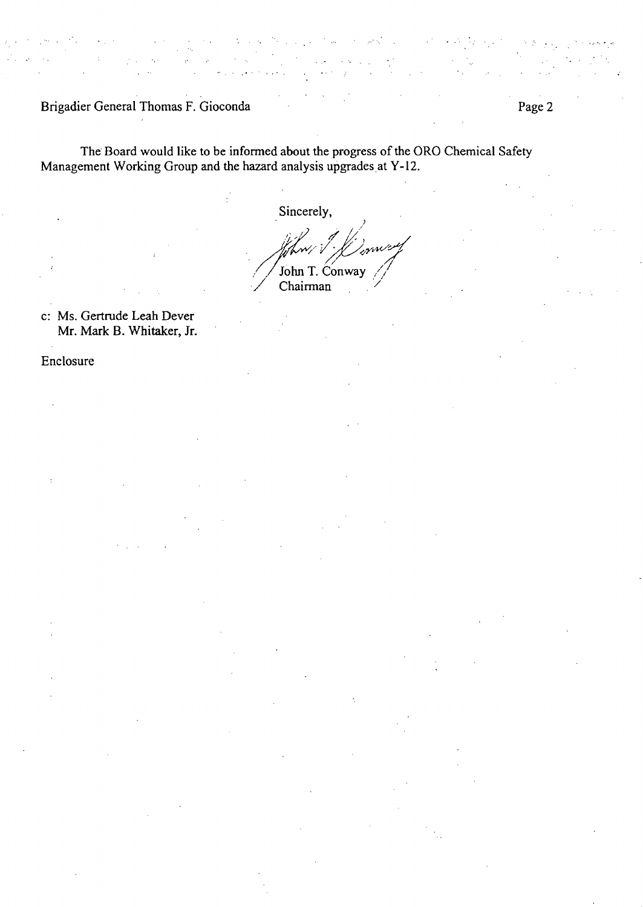The Board would like to be informed about the progress of the ORO Chemical Safety Management Working Group and the hazard analysis upgrades at Y-12.

Sincerely,

John T. Conway
Chairman

c: Ms. Gertrude Leah Dever
Mr. Mark B. Whitaker, Jr.

Enclosure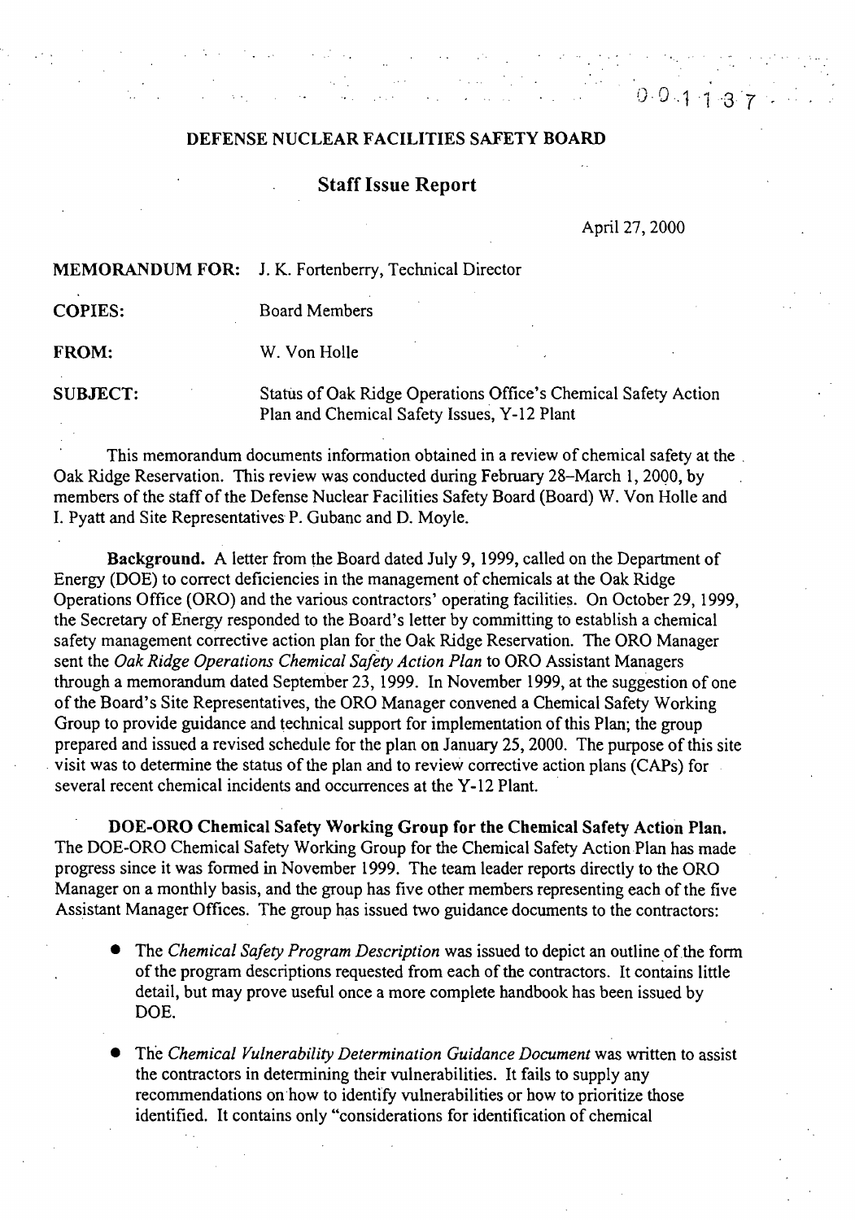## DEFENSE NUCLEAR FACILITIES SAFETY BOARD

### Staff Issue Report

April 27, 2000

**MEMORANDUM FOR:** J. K. Fortenberry, Technical Director

**COPIES:** Board Members

**FROM:** W. Von Holle

**SUBJECT:** Status of Oak Ridge Operations Office's Chemical Safety Action Plan and Chemical Safety Issues, Y-12 Plant

This memorandum documents information obtained in a review of chemical safety at the Oak Ridge Reservation. This review was conducted during February 28–March 1, 2000, by members of the staff of the Defense Nuclear Facilities Safety Board (Board) W. Von Holle and I. Pyatt and Site Representatives P. Gubanc and D. Moyle.

**Background.** A letter from the Board dated July 9, 1999, called on the Department of Energy (DOE) to correct deficiencies in the management of chemicals at the Oak Ridge Operations Office (ORO) and the various contractors' operating facilities. On October 29, 1999, the Secretary of Energy responded to the Board's letter by committing to establish a chemical safety management corrective action plan for the Oak Ridge Reservation. The ORO Manager sent the *Oak Ridge Operations Chemical Safety Action Plan* to ORO Assistant Managers through a memorandum dated September 23, 1999. In November 1999, at the suggestion of one of the Board's Site Representatives, the ORO Manager convened a Chemical Safety Working Group to provide guidance and technical support for implementation of this Plan; the group prepared and issued a revised schedule for the plan on January 25, 2000. The purpose of this site visit was to determine the status of the plan and to review corrective action plans (CAPs) for several recent chemical incidents and occurrences at the Y-12 Plant.

**DOE-ORO Chemical Safety Working Group for the Chemical Safety Action Plan.** The DOE-ORO Chemical Safety Working Group for the Chemical Safety Action Plan has made progress since it was formed in November 1999. The team leader reports directly to the ORO Manager on a monthly basis, and the group has five other members representing each of the five Assistant Manager Offices. The group has issued two guidance documents to the contractors:

- The *Chemical Safety Program Description* was issued to depict an outline of the form of the program descriptions requested from each of the contractors. It contains little detail, but may prove useful once a more complete handbook has been issued by DOE.
- The *Chemical Vulnerability Determination Guidance Document* was written to assist the contractors in determining their vulnerabilities. It fails to supply any recommendations on how to identify vulnerabilities or how to prioritize those identified. It contains only "considerations for identification of chemical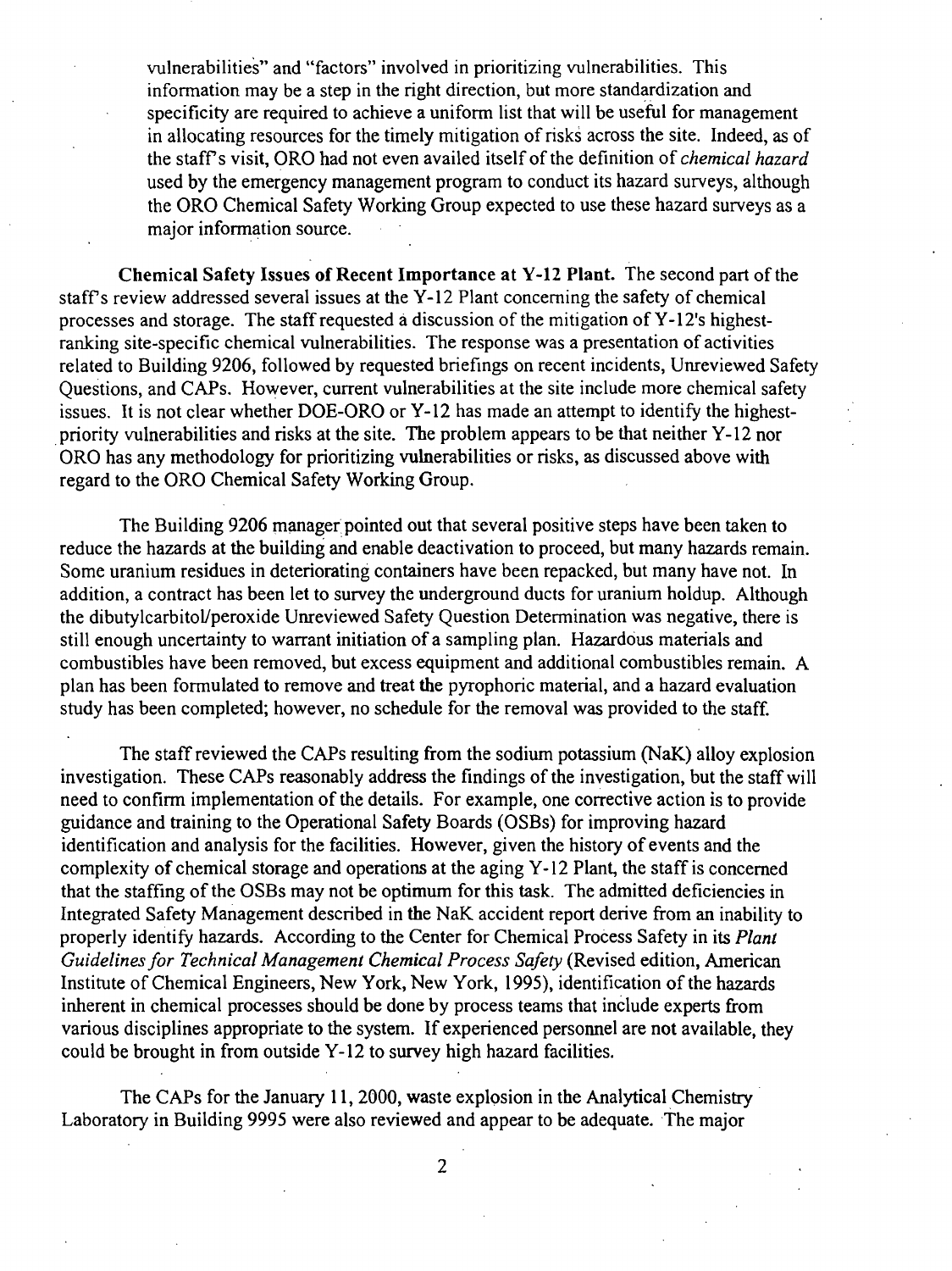vulnerabilities" and "factors" involved in prioritizing vulnerabilities. This information may be a step in the right direction, but more standardization and specificity are required to achieve a uniform list that will be useful for management in allocating resources for the timely mitigation of risks across the site. Indeed, as of the staff's visit, ORO had not even availed itself of the definition of *chemical hazard* used by the emergency management program to conduct its hazard surveys, although the ORO Chemical Safety Working Group expected to use these hazard surveys as a major information source.

**Chemical Safety Issues of Recent Importance at Y-12 Plant.** The second part of the staff's review addressed several issues at the Y-12 Plant concerning the safety of chemical processes and storage. The staff requested a discussion of the mitigation of Y-12's highest-ranking site-specific chemical vulnerabilities. The response was a presentation of activities related to Building 9206, followed by requested briefings on recent incidents, Unreviewed Safety Questions, and CAPs. However, current vulnerabilities at the site include more chemical safety issues. It is not clear whether DOE-ORO or Y-12 has made an attempt to identify the highest-priority vulnerabilities and risks at the site. The problem appears to be that neither Y-12 nor ORO has any methodology for prioritizing vulnerabilities or risks, as discussed above with regard to the ORO Chemical Safety Working Group.

The Building 9206 manager pointed out that several positive steps have been taken to reduce the hazards at the building and enable deactivation to proceed, but many hazards remain. Some uranium residues in deteriorating containers have been repacked, but many have not. In addition, a contract has been let to survey the underground ducts for uranium holdup. Although the dibutylcarbitol/peroxide Unreviewed Safety Question Determination was negative, there is still enough uncertainty to warrant initiation of a sampling plan. Hazardous materials and combustibles have been removed, but excess equipment and additional combustibles remain. A plan has been formulated to remove and treat the pyrophoric material, and a hazard evaluation study has been completed; however, no schedule for the removal was provided to the staff.

The staff reviewed the CAPs resulting from the sodium potassium (NaK) alloy explosion investigation. These CAPs reasonably address the findings of the investigation, but the staff will need to confirm implementation of the details. For example, one corrective action is to provide guidance and training to the Operational Safety Boards (OSBs) for improving hazard identification and analysis for the facilities. However, given the history of events and the complexity of chemical storage and operations at the aging Y-12 Plant, the staff is concerned that the staffing of the OSBs may not be optimum for this task. The admitted deficiencies in Integrated Safety Management described in the NaK accident report derive from an inability to properly identify hazards. According to the Center for Chemical Process Safety in its *Plant Guidelines for Technical Management Chemical Process Safety* (Revised edition, American Institute of Chemical Engineers, New York, New York, 1995), identification of the hazards inherent in chemical processes should be done by process teams that include experts from various disciplines appropriate to the system. If experienced personnel are not available, they could be brought in from outside Y-12 to survey high hazard facilities.

The CAPs for the January 11, 2000, waste explosion in the Analytical Chemistry Laboratory in Building 9995 were also reviewed and appear to be adequate. The major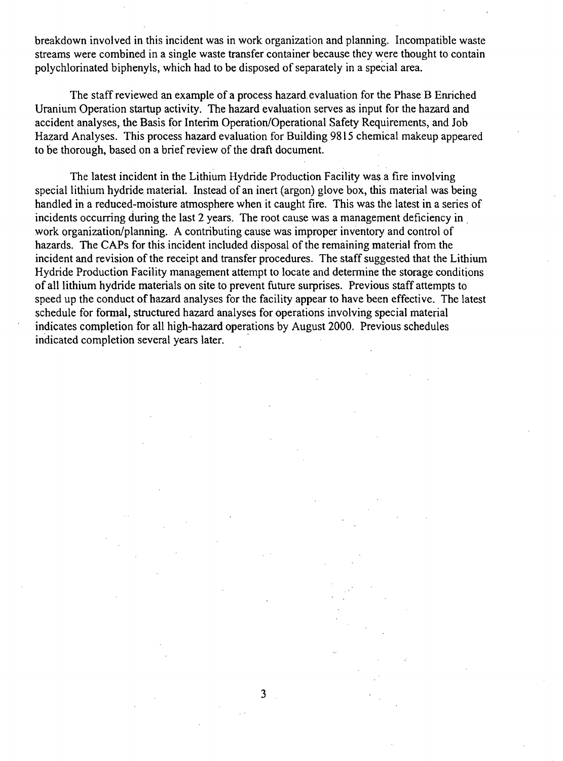breakdown involved in this incident was in work organization and planning. Incompatible waste streams were combined in a single waste transfer container because they were thought to contain polychlorinated biphenyls, which had to be disposed of separately in a special area.

The staff reviewed an example of a process hazard evaluation for the Phase B Enriched Uranium Operation startup activity. The hazard evaluation serves as input for the hazard and accident analyses, the Basis for Interim Operation/Operational Safety Requirements, and Job Hazard Analyses. This process hazard evaluation for Building 9815 chemical makeup appeared to be thorough, based on a brief review of the draft document.

The latest incident in the Lithium Hydride Production Facility was a fire involving special lithium hydride material. Instead of an inert (argon) glove box, this material was being handled in a reduced-moisture atmosphere when it caught fire. This was the latest in a series of incidents occurring during the last 2 years. The root cause was a management deficiency in work organization/planning. A contributing cause was improper inventory and control of hazards. The CAPs for this incident included disposal of the remaining material from the incident and revision of the receipt and transfer procedures. The staff suggested that the Lithium Hydride Production Facility management attempt to locate and determine the storage conditions of all lithium hydride materials on site to prevent future surprises. Previous staff attempts to speed up the conduct of hazard analyses for the facility appear to have been effective. The latest schedule for formal, structured hazard analyses for operations involving special material indicates completion for all high-hazard operations by August 2000. Previous schedules indicated completion several years later.